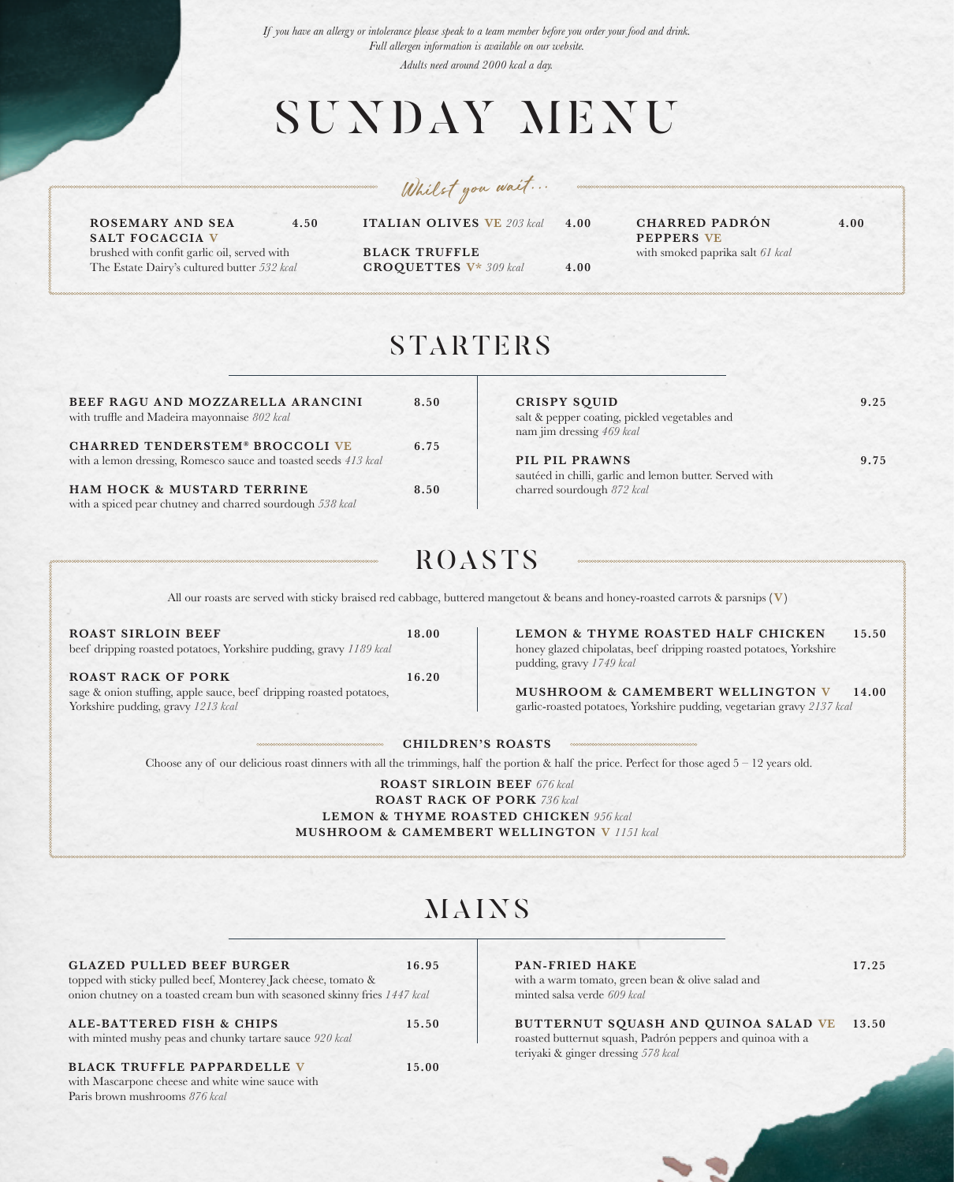*If you have an allergy or intolerance please speak to a team member before you order your food and drink.*
*Full allergen information is available on our website.*
*Adults need around 2000 kcal a day.*

# SUNDAY MENU

## Whilst you wait...

**ROSEMARY AND SEA SALT FOCACCIA V** 4.50
brushed with confit garlic oil, served with The Estate Dairy's cultured butter *532 kcal*

**ITALIAN OLIVES VE** *203 kcal* 4.00

**BLACK TRUFFLE CROQUETTES V*** *309 kcal* 4.00

**CHARRED PADRÓN PEPPERS VE** 4.00
with smoked paprika salt *61 kcal*

## STARTERS

**BEEF RAGU AND MOZZARELLA ARANCINI** 8.50
with truffle and Madeira mayonnaise *802 kcal*

**CHARRED TENDERSTEM® BROCCOLI VE** 6.75
with a lemon dressing, Romesco sauce and toasted seeds *413 kcal*

**HAM HOCK & MUSTARD TERRINE** 8.50
with a spiced pear chutney and charred sourdough *538 kcal*

**CRISPY SQUID** 9.25
salt & pepper coating, pickled vegetables and nam jim dressing *469 kcal*

**PIL PIL PRAWNS** 9.75
sautéed in chilli, garlic and lemon butter. Served with charred sourdough *872 kcal*

## ROASTS

All our roasts are served with sticky braised red cabbage, buttered mangetout & beans and honey-roasted carrots & parsnips (**V**)

**ROAST SIRLOIN BEEF** 18.00
beef dripping roasted potatoes, Yorkshire pudding, gravy *1189 kcal*

**ROAST RACK OF PORK** 16.20
sage & onion stuffing, apple sauce, beef dripping roasted potatoes, Yorkshire pudding, gravy *1213 kcal*

**LEMON & THYME ROASTED HALF CHICKEN** 15.50
honey glazed chipolatas, beef dripping roasted potatoes, Yorkshire pudding, gravy *1749 kcal*

**MUSHROOM & CAMEMBERT WELLINGTON V** 14.00
garlic-roasted potatoes, Yorkshire pudding, vegetarian gravy *2137 kcal*

### CHILDREN'S ROASTS

Choose any of our delicious roast dinners with all the trimmings, half the portion & half the price. Perfect for those aged 5 – 12 years old.

**ROAST SIRLOIN BEEF** *676 kcal*
**ROAST RACK OF PORK** *736 kcal*
**LEMON & THYME ROASTED CHICKEN** *956 kcal*
**MUSHROOM & CAMEMBERT WELLINGTON V** *1151 kcal*

## MAINS

**GLAZED PULLED BEEF BURGER** 16.95
topped with sticky pulled beef, Monterey Jack cheese, tomato & onion chutney on a toasted cream bun with seasoned skinny fries *1447 kcal*

**ALE-BATTERED FISH & CHIPS** 15.50
with minted mushy peas and chunky tartare sauce *920 kcal*

**BLACK TRUFFLE PAPPARDELLE V** 15.00
with Mascarpone cheese and white wine sauce with Paris brown mushrooms *876 kcal*

**PAN-FRIED HAKE** 17.25
with a warm tomato, green bean & olive salad and minted salsa verde *609 kcal*

**BUTTERNUT SQUASH AND QUINOA SALAD VE** 13.50
roasted butternut squash, Padrón peppers and quinoa with a teriyaki & ginger dressing *578 kcal*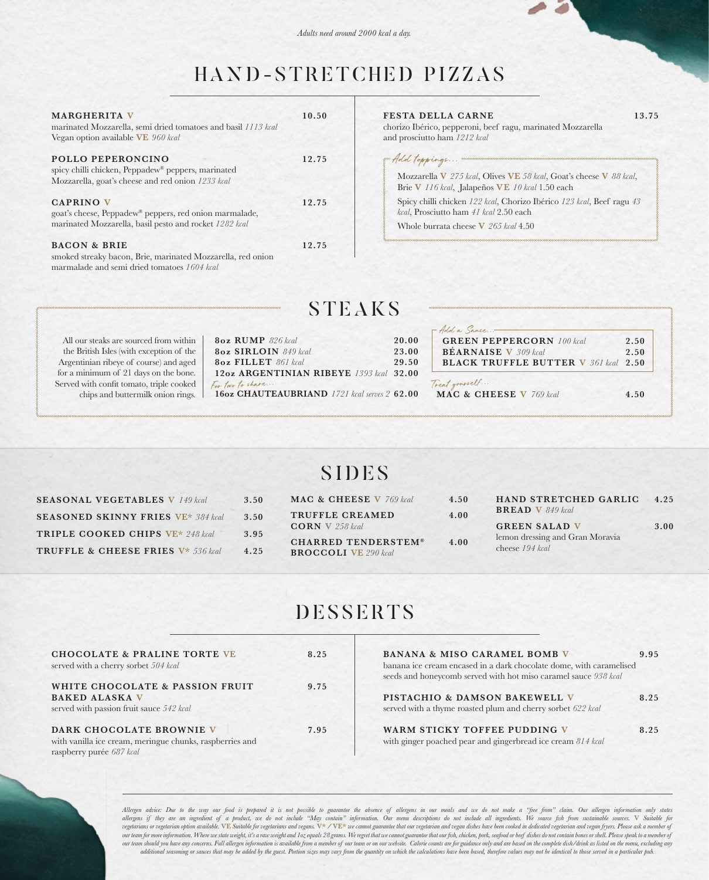*Adults need around 2000 kcal a day.*

# HAND-STRETCHED PIZZAS

**MARGHERITA V** — 10.50
marinated Mozzarella, semi dried tomatoes and basil *1113 kcal*
Vegan option available **VE** *960 kcal*

**POLLO PEPERONCINO** — 12.75
spicy chilli chicken, Peppadew® peppers, marinated Mozzarella, goat's cheese and red onion *1233 kcal*

**CAPRINO V** — 12.75
goat's cheese, Peppadew® peppers, red onion marmalade, marinated Mozzarella, basil pesto and rocket *1282 kcal*

**BACON & BRIE** — 12.75
smoked streaky bacon, Brie, marinated Mozzarella, red onion marmalade and semi dried tomatoes *1604 kcal*

**FESTA DELLA CARNE** — 13.75
chorizo Ibérico, pepperoni, beef ragu, marinated Mozzarella and prosciutto ham *1212 kcal*

*Add toppings...*

Mozzarella **V** *275 kcal*, Olives **VE** *58 kcal*, Goat's cheese **V** *88 kcal*, Brie **V** *116 kcal*, Jalapeños **VE** *10 kcal* 1.50 each

Spicy chilli chicken *122 kcal*, Chorizo Ibérico *123 kcal*, Beef ragu *43 kcal*, Prosciutto ham *41 kcal* 2.50 each

Whole burrata cheese **V** *265 kcal* 4.50

# STEAKS

All our steaks are sourced from within the British Isles (with exception of the Argentinian ribeye of course) and aged for a minimum of 21 days on the bone. Served with confit tomato, triple cooked chips and buttermilk onion rings.

**8oz RUMP** *826 kcal* — 20.00
**8oz SIRLOIN** *849 kcal* — 23.00
**8oz FILLET** *861 kcal* — 29.50
**12oz ARGENTINIAN RIBEYE** *1393 kcal* — 32.00

*For two to share...*
**16oz CHAUTEAUBRIAND** *1721 kcal serves 2* — 62.00

*Add a Sauce...*
**GREEN PEPPERCORN** *100 kcal* — 2.50
**BÉARNAISE V** *309 kcal* — 2.50
**BLACK TRUFFLE BUTTER V** *361 kcal* — 2.50

*Treat yourself...*
**MAC & CHEESE V** *769 kcal* — 4.50

# SIDES

**SEASONAL VEGETABLES V** *149 kcal* — 3.50
**SEASONED SKINNY FRIES VE*** *384 kcal* — 3.50
**TRIPLE COOKED CHIPS VE*** *248 kcal* — 3.95
**TRUFFLE & CHEESE FRIES V*** *536 kcal* — 4.25
**MAC & CHEESE V** *769 kcal* — 4.50
**TRUFFLE CREAMED CORN V** *258 kcal* — 4.00
**CHARRED TENDERSTEM® BROCCOLI VE** *290 kcal* — 4.00
**HAND STRETCHED GARLIC BREAD V** *849 kcal* — 4.25
**GREEN SALAD V** — 3.00
lemon dressing and Gran Moravia cheese *194 kcal*

# DESSERTS

**CHOCOLATE & PRALINE TORTE VE** — 8.25
served with a cherry sorbet *504 kcal*

**WHITE CHOCOLATE & PASSION FRUIT BAKED ALASKA V** — 9.75
served with passion fruit sauce *542 kcal*

**DARK CHOCOLATE BROWNIE V** — 7.95
with vanilla ice cream, meringue chunks, raspberries and raspberry purée *687 kcal*

**BANANA & MISO CARAMEL BOMB V** — 9.95
banana ice cream encased in a dark chocolate dome, with caramelised seeds and honeycomb served with hot miso caramel sauce *938 kcal*

**PISTACHIO & DAMSON BAKEWELL V** — 8.25
served with a thyme roasted plum and cherry sorbet *622 kcal*

**WARM STICKY TOFFEE PUDDING V** — 8.25
with ginger poached pear and gingerbread ice cream *814 kcal*

*Allergen advice: Due to the way our food is prepared it is not possible to guarantee the absence of allergens in our meals and we do not make a "free from" claim. Our allergen information only states allergens if they are an ingredient of a product, we do not include "May contain" information. Our menu descriptions do not include all ingredients. We source fish from sustainable sources. **V** Suitable for vegetarians or vegetarian option available. **VE** Suitable for vegetarians and vegans. **V* / VE*** we cannot guarantee that our vegetarian and vegan dishes have been cooked in dedicated vegetarian and vegan fryers. Please ask a member of our team for more information. Where we state weight, it's a raw weight and 1oz equals 28 grams. We regret that we cannot guarantee that our fish, chicken, pork, seafood or beef dishes do not contain bones or shell. Please speak to a member of our team should you have any concerns. Full allergen information is available from a member of our team or on our website. Calorie counts are for guidance only and are based on the complete dish/drink as listed on the menu, excluding any additional seasoning or sauces that may be added by the guest. Portion sizes may vary from the quantity on which the calculations have been based, therefore values may not be identical to those served in a particular pub.*